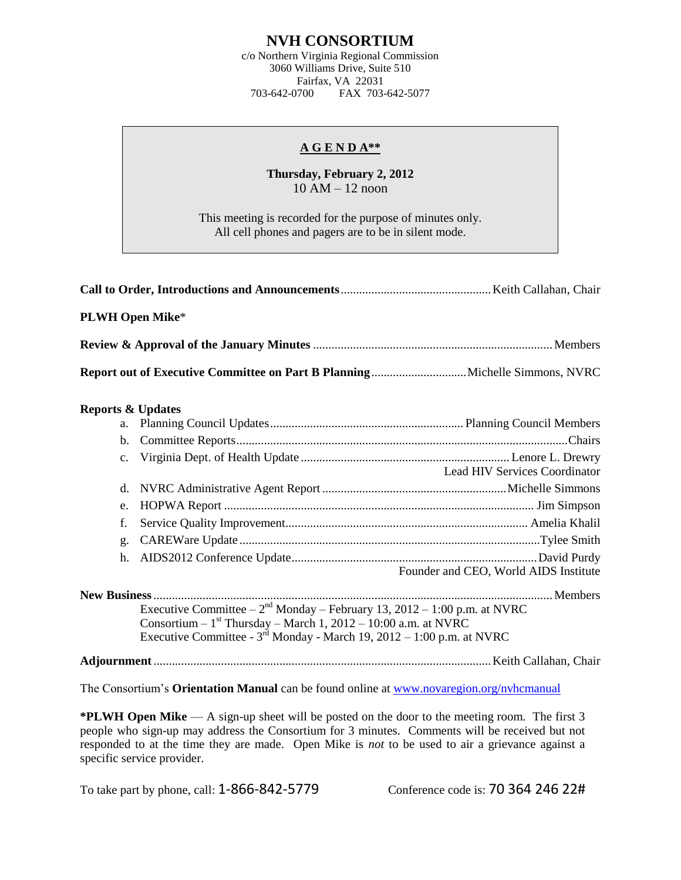# NVH CONSORTIUM

c/o Northern Virginia Regional Commission
3060 Williams Drive, Suite 510
Fairfax, VA 22031
703-642-0700 FAX 703-642-5077

## A G E N D A**

**Thursday, February 2, 2012**
10 AM – 12 noon

This meeting is recorded for the purpose of minutes only.
All cell phones and pagers are to be in silent mode.

**Call to Order, Introductions and Announcements** ........ Keith Callahan, Chair

**PLWH Open Mike***

**Review & Approval of the January Minutes** ........ Members

**Report out of Executive Committee on Part B Planning** ........ Michelle Simmons, NVRC

**Reports & Updates**

a. Planning Council Updates ........ Planning Council Members
b. Committee Reports ........ Chairs
c. Virginia Dept. of Health Update ........ Lenore L. Drewry, Lead HIV Services Coordinator
d. NVRC Administrative Agent Report ........ Michelle Simmons
e. HOPWA Report ........ Jim Simpson
f. Service Quality Improvement ........ Amelia Khalil
g. CAREWare Update ........ Tylee Smith
h. AIDS2012 Conference Update ........ David Purdy, Founder and CEO, World AIDS Institute

**New Business** ........ Members

Executive Committee – 2nd Monday – February 13, 2012 – 1:00 p.m. at NVRC
Consortium – 1st Thursday – March 1, 2012 – 10:00 a.m. at NVRC
Executive Committee - 3rd Monday - March 19, 2012 – 1:00 p.m. at NVRC

**Adjournment** ........ Keith Callahan, Chair

The Consortium's **Orientation Manual** can be found online at www.novaregion.org/nvhcmanual

***PLWH Open Mike** — A sign-up sheet will be posted on the door to the meeting room. The first 3 people who sign-up may address the Consortium for 3 minutes. Comments will be received but not responded to at the time they are made. Open Mike is *not* to be used to air a grievance against a specific service provider.

To take part by phone, call: 1-866-842-5779 Conference code is: 70 364 246 22#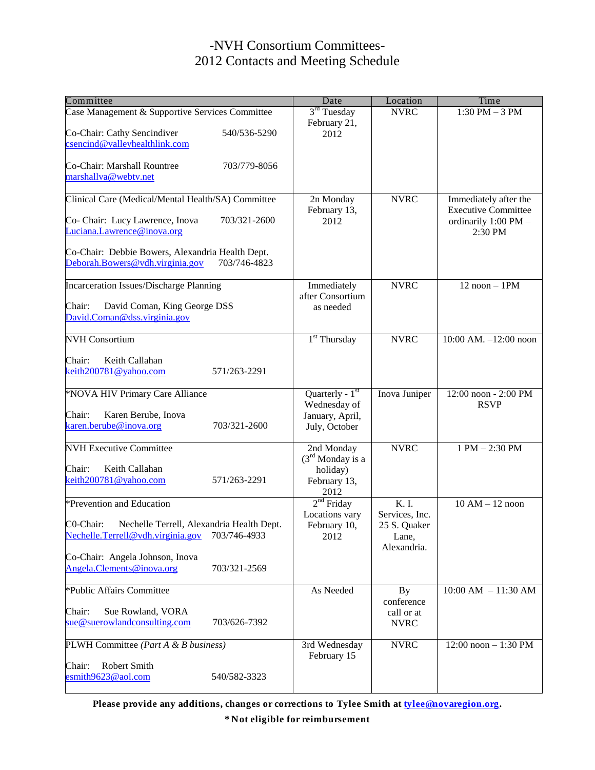# -NVH Consortium Committees-
# 2012 Contacts and Meeting Schedule

| Committee | Date | Location | Time |
|---|---|---|---|
| Case Management & Supportive Services Committee<br><br>Co-Chair: Cathy Sencindiver 540/536-5290<br>csencind@valleyhealthlink.com<br><br>Co-Chair: Marshall Rountree 703/779-8056<br>marshallva@webtv.net | 3rd Tuesday<br>February 21, 2012 | NVRC | 1:30 PM – 3 PM |
| Clinical Care (Medical/Mental Health/SA) Committee<br><br>Co- Chair: Lucy Lawrence, Inova 703/321-2600<br>Luciana.Lawrence@inova.org<br><br>Co-Chair: Debbie Bowers, Alexandria Health Dept.<br>Deborah.Bowers@vdh.virginia.gov 703/746-4823 | 2n Monday<br>February 13, 2012 | NVRC | Immediately after the Executive Committee ordinarily 1:00 PM – 2:30 PM |
| Incarceration Issues/Discharge Planning<br><br>Chair: David Coman, King George DSS<br>David.Coman@dss.virginia.gov | Immediately after Consortium as needed | NVRC | 12 noon – 1PM |
| NVH Consortium<br><br>Chair: Keith Callahan<br>keith200781@yahoo.com 571/263-2291 | 1st Thursday | NVRC | 10:00 AM. –12:00 noon |
| *NOVA HIV Primary Care Alliance<br><br>Chair: Karen Berube, Inova<br>karen.berube@inova.org 703/321-2600 | Quarterly - 1st Wednesday of January, April, July, October | Inova Juniper | 12:00 noon - 2:00 PM<br>RSVP |
| NVH Executive Committee<br><br>Chair: Keith Callahan<br>keith200781@yahoo.com 571/263-2291 | 2nd Monday (3rd Monday is a holiday)<br>February 13, 2012 | NVRC | 1 PM – 2:30 PM |
| *Prevention and Education<br><br>C0-Chair: Nechelle Terrell, Alexandria Health Dept.<br>Nechelle.Terrell@vdh.virginia.gov 703/746-4933<br><br>Co-Chair: Angela Johnson, Inova<br>Angela.Clements@inova.org 703/321-2569 | 2nd Friday<br>Locations vary<br>February 10, 2012 | K. I. Services, Inc. 25 S. Quaker Lane, Alexandria. | 10 AM – 12 noon |
| *Public Affairs Committee<br><br>Chair: Sue Rowland, VORA<br>sue@suerowlandconsulting.com 703/626-7392 | As Needed | By conference call or at NVRC | 10:00 AM – 11:30 AM |
| PLWH Committee *(Part A & B business)*<br><br>Chair: Robert Smith<br>esmith9623@aol.com 540/582-3323 | 3rd Wednesday<br>February 15 | NVRC | 12:00 noon – 1:30 PM |

**Please provide any additions, changes or corrections to Tylee Smith at tylee@novaregion.org.**

**\* Not eligible for reimbursement**